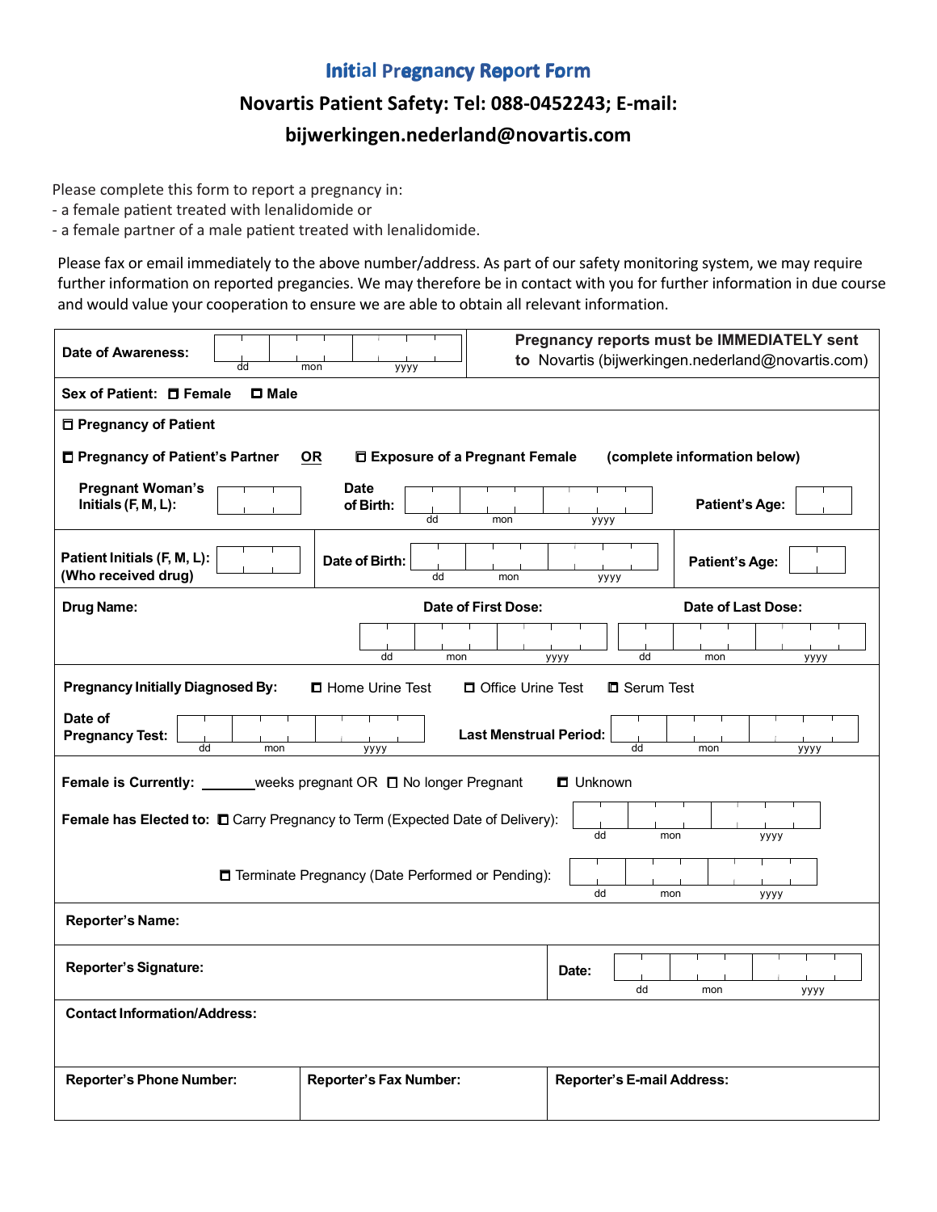# Initial Pregnancy Report Form

## Novartis Patient Safety: Tel: 088-0452243; E-mail: bijwerkingen.nederland@novartis.com

Please complete this form to report a pregnancy in:
- a female patient treated with lenalidomide or
- a female partner of a male patient treated with lenalidomide.

Please fax or email immediately to the above number/address. As part of our safety monitoring system, we may require further information on reported pregancies. We may therefore be in contact with you for further information in due course and would value your cooperation to ensure we are able to obtain all relevant information.

**Date of Awareness:** ___ dd ___ mon ___ yyyy

**Pregnancy reports must be IMMEDIATELY sent to** Novartis (bijwerkingen.nederland@novartis.com)

**Sex of Patient:** ☐ **Female** ☐ **Male**

☐ **Pregnancy of Patient**

☐ **Pregnancy of Patient's Partner** **OR** ☐ **Exposure of a Pregnant Female** **(complete information below)**

**Pregnant Woman's Initials (F, M, L):** ______ **Date of Birth:** ___ dd ___ mon ___ yyyy **Patient's Age:** ______

**Patient Initials (F, M, L): (Who received drug)** ______ **Date of Birth:** ___ dd ___ mon ___ yyyy **Patient's Age:** ______

**Drug Name:** ______ **Date of First Dose:** ___ dd ___ mon ___ yyyy **Date of Last Dose:** ___ dd ___ mon ___ yyyy

**Pregnancy Initially Diagnosed By:** ☐ Home Urine Test ☐ Office Urine Test ☐ Serum Test

**Date of Pregnancy Test:** ___ dd ___ mon ___ yyyy **Last Menstrual Period:** ___ dd ___ mon ___ yyyy

**Female is Currently:** _______weeks pregnant OR ☐ No longer Pregnant ☐ Unknown

**Female has Elected to:** ☐ Carry Pregnancy to Term (Expected Date of Delivery): ___ dd ___ mon ___ yyyy

☐ Terminate Pregnancy (Date Performed or Pending): ___ dd ___ mon ___ yyyy

**Reporter's Name:**

**Reporter's Signature:** **Date:** ___ dd ___ mon ___ yyyy

**Contact Information/Address:**

| **Reporter's Phone Number:** | **Reporter's Fax Number:** | **Reporter's E-mail Address:** |
|---|---|---|
| | | |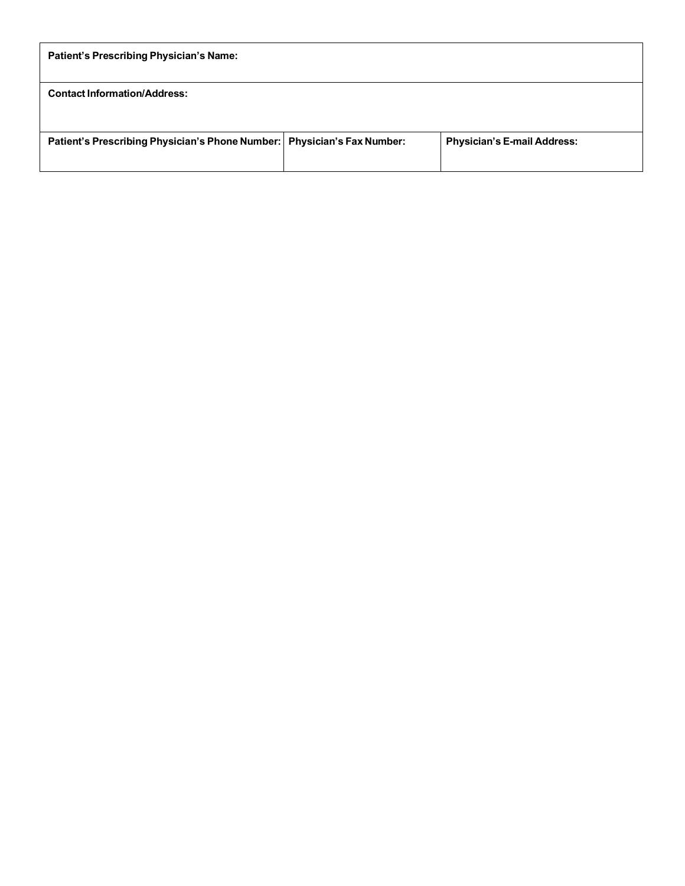| | | |
|---|---|---|
| **Patient's Prescribing Physician's Name:** | | |
| **Contact Information/Address:** | | |
| **Patient's Prescribing Physician's Phone Number:** | **Physician's Fax Number:** | **Physician's E-mail Address:** |